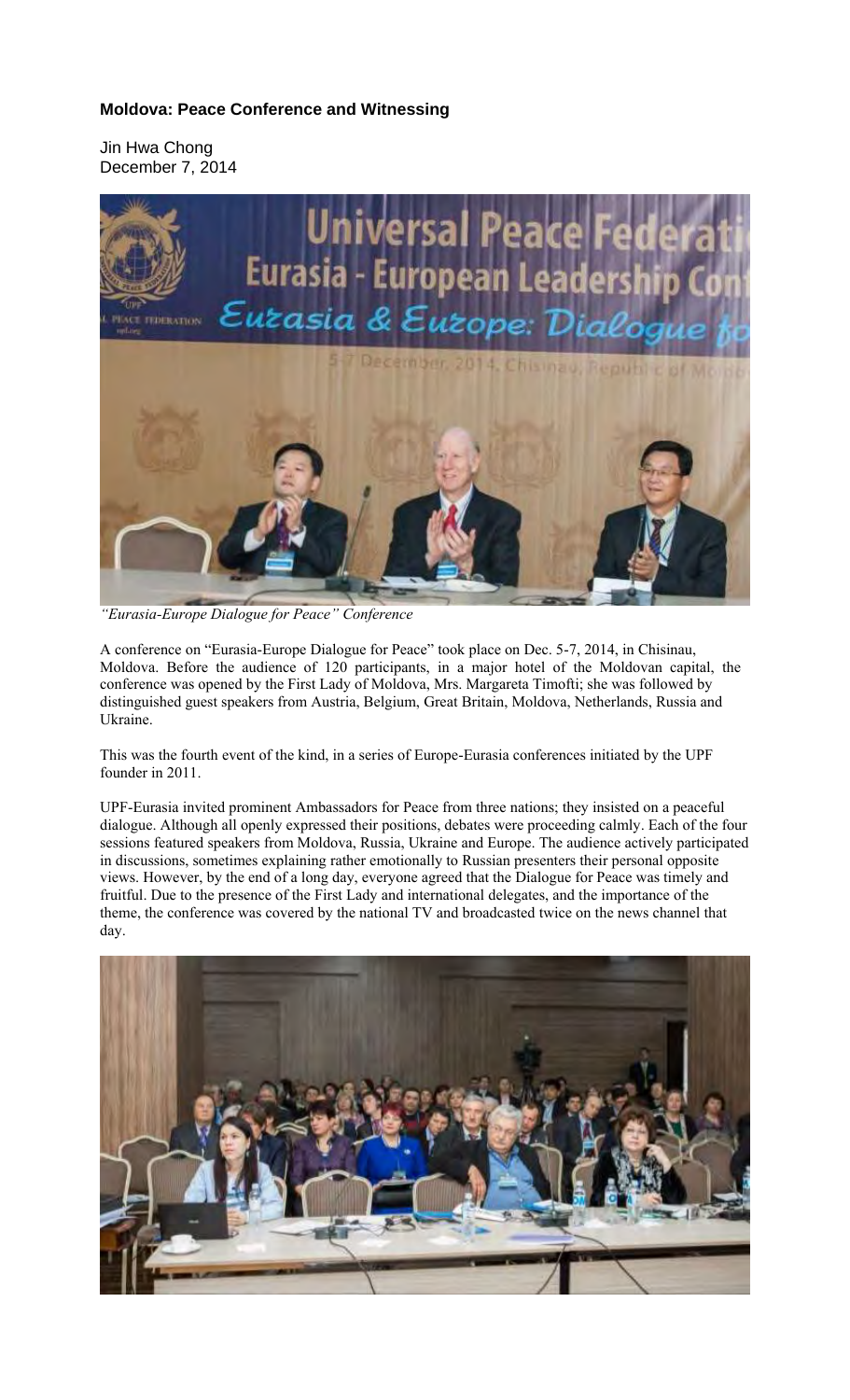# Moldova: Peace Conference and Witnessing

Jin Hwa Chong
December 7, 2014

*"Eurasia-Europe Dialogue for Peace" Conference*

A conference on "Eurasia-Europe Dialogue for Peace" took place on Dec. 5-7, 2014, in Chisinau, Moldova. Before the audience of 120 participants, in a major hotel of the Moldovan capital, the conference was opened by the First Lady of Moldova, Mrs. Margareta Timofti; she was followed by distinguished guest speakers from Austria, Belgium, Great Britain, Moldova, Netherlands, Russia and Ukraine.

This was the fourth event of the kind, in a series of Europe-Eurasia conferences initiated by the UPF founder in 2011.

UPF-Eurasia invited prominent Ambassadors for Peace from three nations; they insisted on a peaceful dialogue. Although all openly expressed their positions, debates were proceeding calmly. Each of the four sessions featured speakers from Moldova, Russia, Ukraine and Europe. The audience actively participated in discussions, sometimes explaining rather emotionally to Russian presenters their personal opposite views. However, by the end of a long day, everyone agreed that the Dialogue for Peace was timely and fruitful. Due to the presence of the First Lady and international delegates, and the importance of the theme, the conference was covered by the national TV and broadcasted twice on the news channel that day.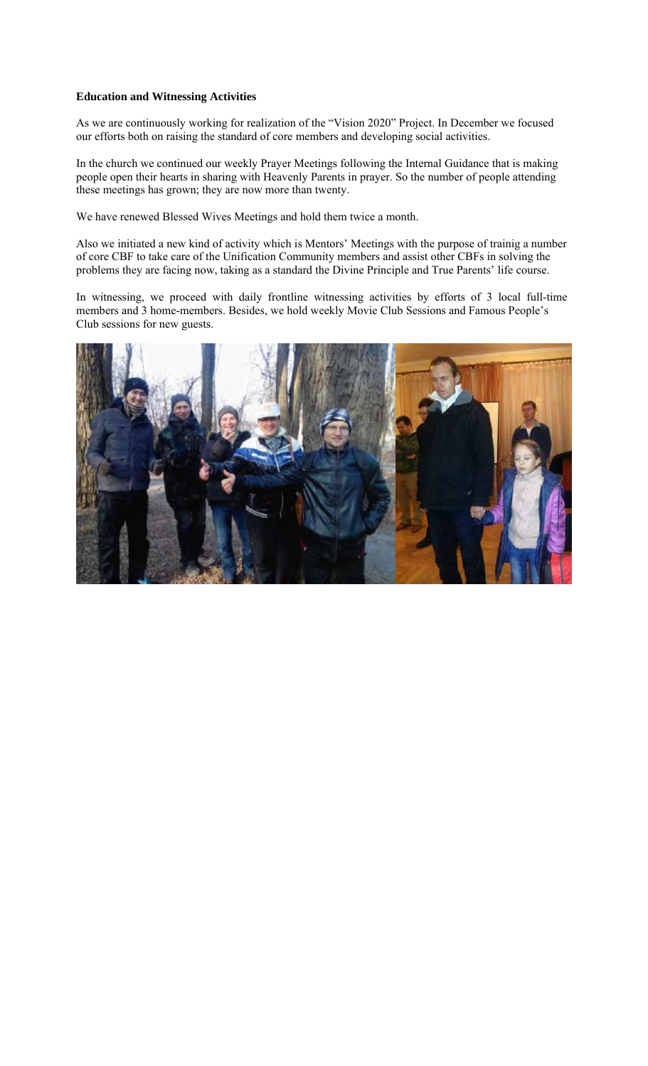**Education and Witnessing Activities**

As we are continuously working for realization of the "Vision 2020" Project. In December we focused our efforts both on raising the standard of core members and developing social activities.

In the church we continued our weekly Prayer Meetings following the Internal Guidance that is making people open their hearts in sharing with Heavenly Parents in prayer. So the number of people attending these meetings has grown; they are now more than twenty.

We have renewed Blessed Wives Meetings and hold them twice a month.

Also we initiated a new kind of activity which is Mentors' Meetings with the purpose of trainig a number of core CBF to take care of the Unification Community members and assist other CBFs in solving the problems they are facing now, taking as a standard the Divine Principle and True Parents' life course.

In witnessing, we proceed with daily frontline witnessing activities by efforts of 3 local full-time members and 3 home-members. Besides, we hold weekly Movie Club Sessions and Famous People's Club sessions for new guests.